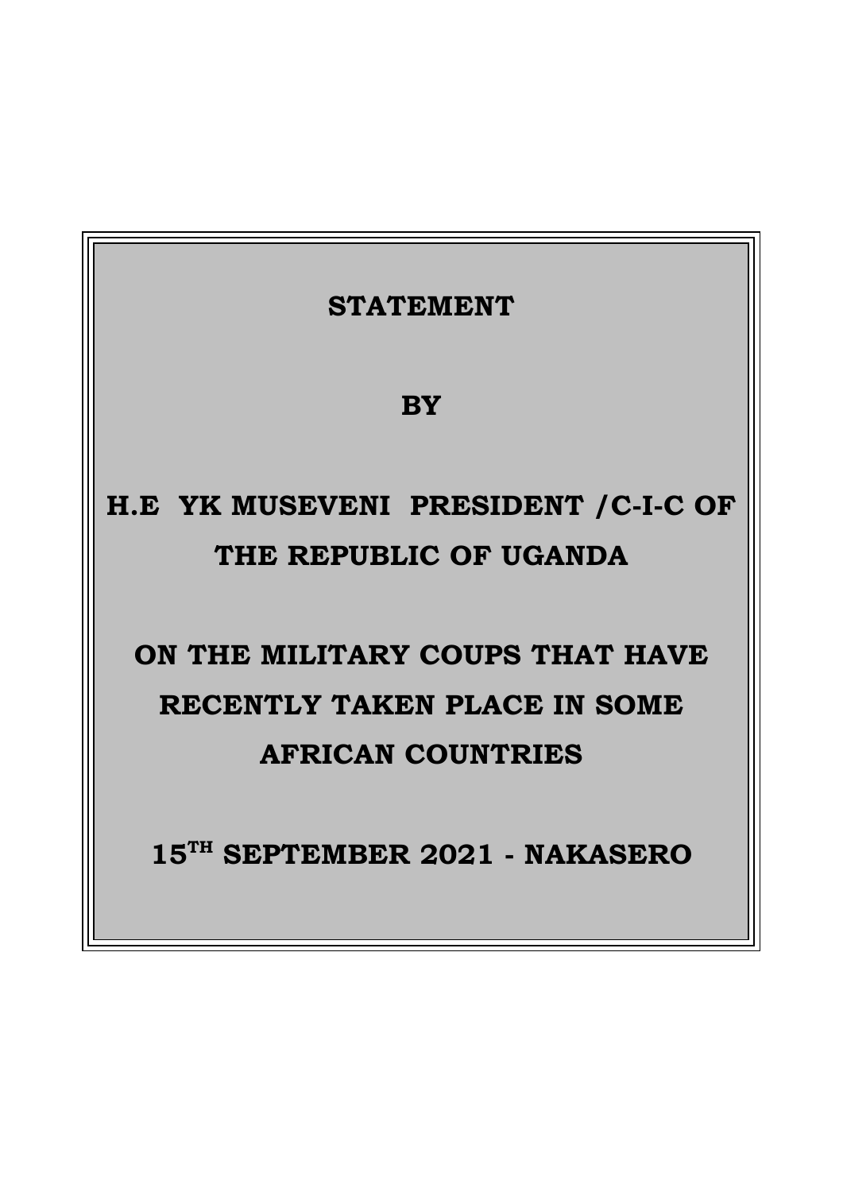# STATEMENT

# BY

# H.E YK MUSEVENI PRESIDENT /C-I-C OF THE REPUBLIC OF UGANDA

# ON THE MILITARY COUPS THAT HAVE RECENTLY TAKEN PLACE IN SOME AFRICAN COUNTRIES

# 15TH SEPTEMBER 2021 - NAKASERO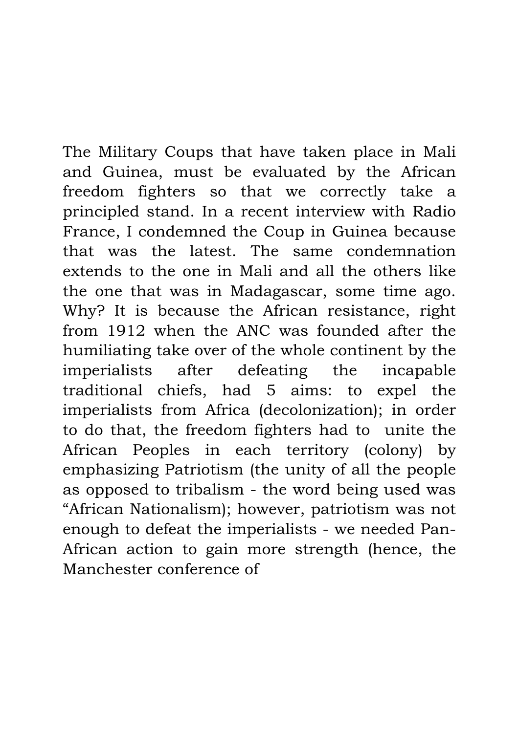The Military Coups that have taken place in Mali and Guinea, must be evaluated by the African freedom fighters so that we correctly take a principled stand. In a recent interview with Radio France, I condemned the Coup in Guinea because that was the latest. The same condemnation extends to the one in Mali and all the others like the one that was in Madagascar, some time ago. Why? It is because the African resistance, right from 1912 when the ANC was founded after the humiliating take over of the whole continent by the imperialists after defeating the incapable traditional chiefs, had 5 aims: to expel the imperialists from Africa (decolonization); in order to do that, the freedom fighters had to unite the African Peoples in each territory (colony) by emphasizing Patriotism (the unity of all the people as opposed to tribalism - the word being used was "African Nationalism); however, patriotism was not enough to defeat the imperialists - we needed Pan-African action to gain more strength (hence, the Manchester conference of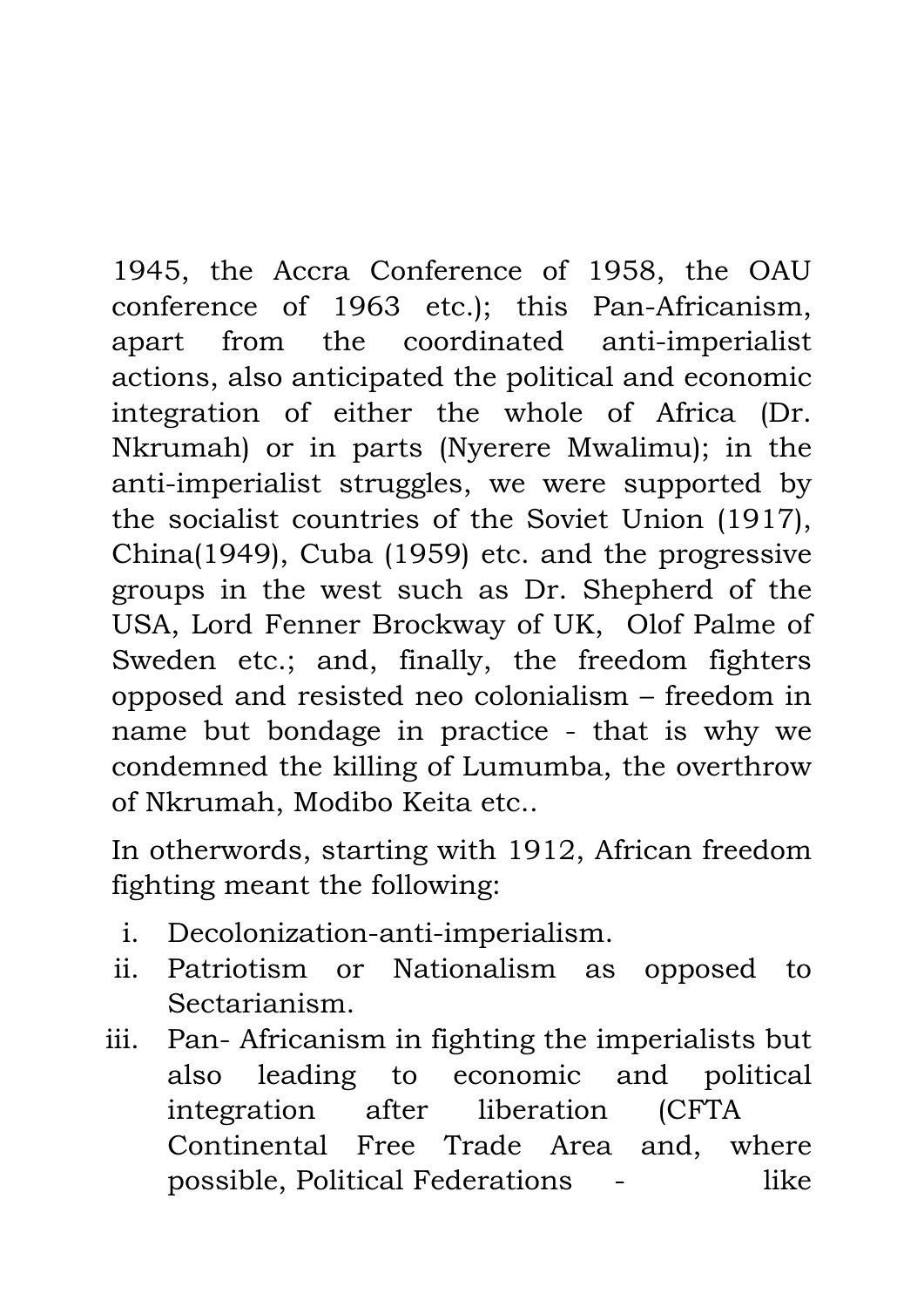1945, the Accra Conference of 1958, the OAU conference of 1963 etc.); this Pan-Africanism, apart from the coordinated anti-imperialist actions, also anticipated the political and economic integration of either the whole of Africa (Dr. Nkrumah) or in parts (Nyerere Mwalimu); in the anti-imperialist struggles, we were supported by the socialist countries of the Soviet Union (1917), China(1949), Cuba (1959) etc. and the progressive groups in the west such as Dr. Shepherd of the USA, Lord Fenner Brockway of UK, Olof Palme of Sweden etc.; and, finally, the freedom fighters opposed and resisted neo colonialism – freedom in name but bondage in practice - that is why we condemned the killing of Lumumba, the overthrow of Nkrumah, Modibo Keita etc..

In otherwords, starting with 1912, African freedom fighting meant the following:

i. Decolonization-anti-imperialism.
ii. Patriotism or Nationalism as opposed to Sectarianism.
iii. Pan- Africanism in fighting the imperialists but also leading to economic and political integration after liberation (CFTA Continental Free Trade Area and, where possible, Political Federations - like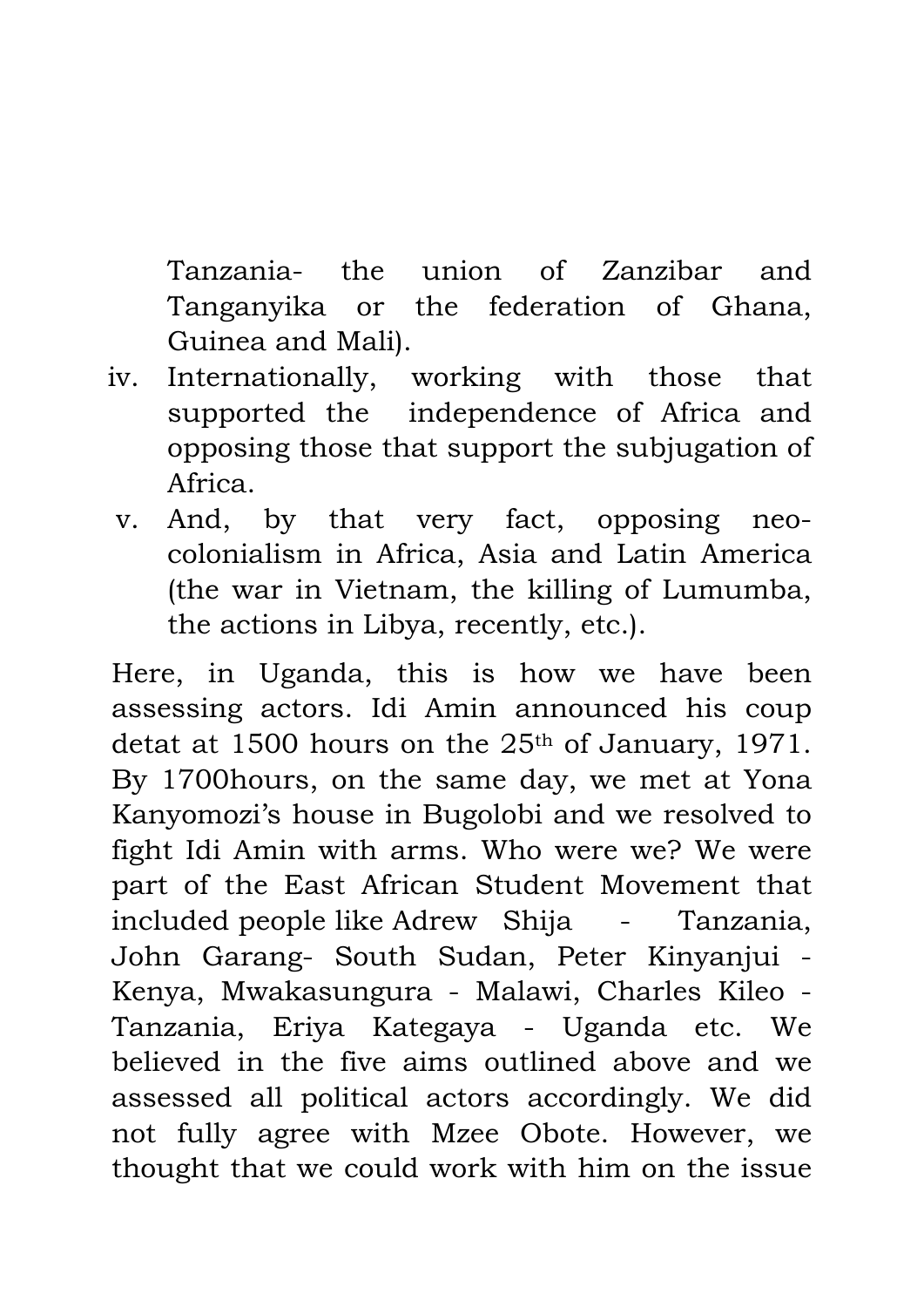Tanzania- the union of Zanzibar and Tanganyika or the federation of Ghana, Guinea and Mali).

iv. Internationally, working with those that supported the independence of Africa and opposing those that support the subjugation of Africa.

v. And, by that very fact, opposing neo-colonialism in Africa, Asia and Latin America (the war in Vietnam, the killing of Lumumba, the actions in Libya, recently, etc.).

Here, in Uganda, this is how we have been assessing actors. Idi Amin announced his coup detat at 1500 hours on the 25th of January, 1971. By 1700hours, on the same day, we met at Yona Kanyomozi's house in Bugolobi and we resolved to fight Idi Amin with arms. Who were we? We were part of the East African Student Movement that included people like Adrew Shija - Tanzania, John Garang- South Sudan, Peter Kinyanjui - Kenya, Mwakasungura - Malawi, Charles Kileo - Tanzania, Eriya Kategaya - Uganda etc. We believed in the five aims outlined above and we assessed all political actors accordingly. We did not fully agree with Mzee Obote. However, we thought that we could work with him on the issue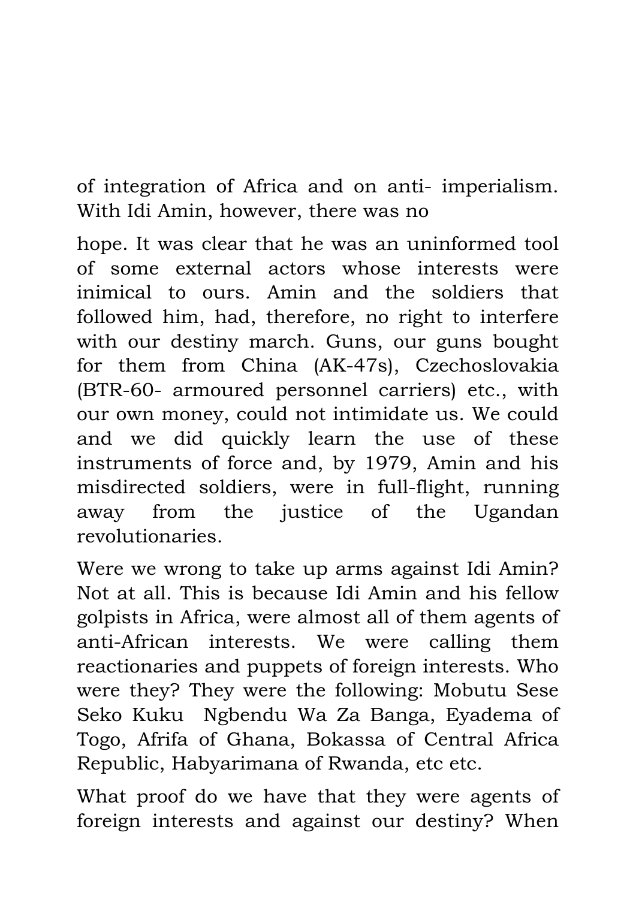of integration of Africa and on anti- imperialism. With Idi Amin, however, there was no

hope. It was clear that he was an uninformed tool of some external actors whose interests were inimical to ours. Amin and the soldiers that followed him, had, therefore, no right to interfere with our destiny march. Guns, our guns bought for them from China (AK-47s), Czechoslovakia (BTR-60- armoured personnel carriers) etc., with our own money, could not intimidate us. We could and we did quickly learn the use of these instruments of force and, by 1979, Amin and his misdirected soldiers, were in full-flight, running away from the justice of the Ugandan revolutionaries.

Were we wrong to take up arms against Idi Amin? Not at all. This is because Idi Amin and his fellow golpists in Africa, were almost all of them agents of anti-African interests. We were calling them reactionaries and puppets of foreign interests. Who were they? They were the following: Mobutu Sese Seko Kuku Ngbendu Wa Za Banga, Eyadema of Togo, Afrifa of Ghana, Bokassa of Central Africa Republic, Habyarimana of Rwanda, etc etc.

What proof do we have that they were agents of foreign interests and against our destiny? When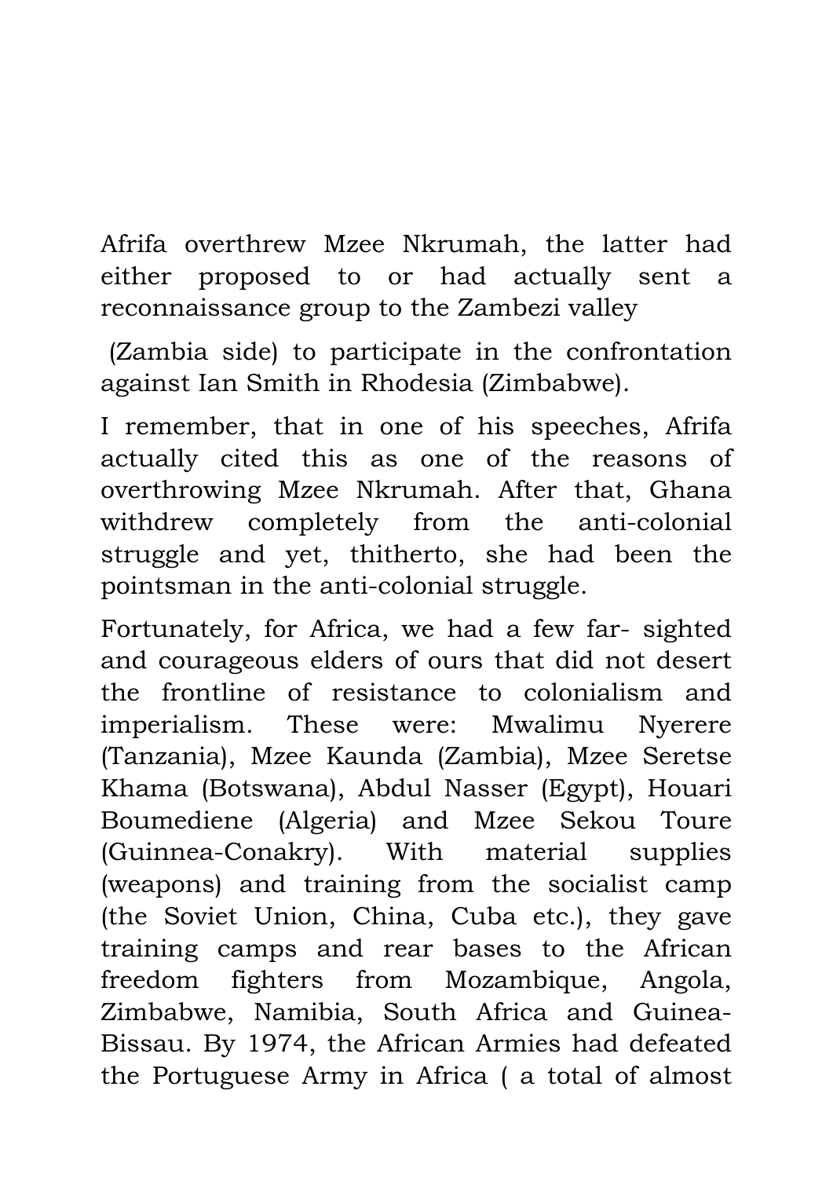Afrifa overthrew Mzee Nkrumah, the latter had either proposed to or had actually sent a reconnaissance group to the Zambezi valley

(Zambia side) to participate in the confrontation against Ian Smith in Rhodesia (Zimbabwe).

I remember, that in one of his speeches, Afrifa actually cited this as one of the reasons of overthrowing Mzee Nkrumah. After that, Ghana withdrew completely from the anti-colonial struggle and yet, thitherto, she had been the pointsman in the anti-colonial struggle.

Fortunately, for Africa, we had a few far- sighted and courageous elders of ours that did not desert the frontline of resistance to colonialism and imperialism. These were: Mwalimu Nyerere (Tanzania), Mzee Kaunda (Zambia), Mzee Seretse Khama (Botswana), Abdul Nasser (Egypt), Houari Boumediene (Algeria) and Mzee Sekou Toure (Guinnea-Conakry). With material supplies (weapons) and training from the socialist camp (the Soviet Union, China, Cuba etc.), they gave training camps and rear bases to the African freedom fighters from Mozambique, Angola, Zimbabwe, Namibia, South Africa and Guinea-Bissau. By 1974, the African Armies had defeated the Portuguese Army in Africa ( a total of almost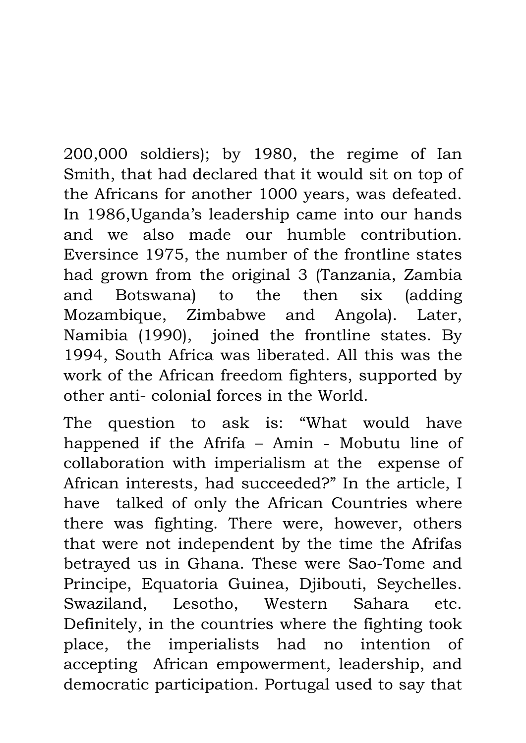200,000 soldiers); by 1980, the regime of Ian Smith, that had declared that it would sit on top of the Africans for another 1000 years, was defeated. In 1986,Uganda's leadership came into our hands and we also made our humble contribution. Eversince 1975, the number of the frontline states had grown from the original 3 (Tanzania, Zambia and Botswana) to the then six (adding Mozambique, Zimbabwe and Angola). Later, Namibia (1990), joined the frontline states. By 1994, South Africa was liberated. All this was the work of the African freedom fighters, supported by other anti- colonial forces in the World.

The question to ask is: "What would have happened if the Afrifa – Amin - Mobutu line of collaboration with imperialism at the expense of African interests, had succeeded?" In the article, I have talked of only the African Countries where there was fighting. There were, however, others that were not independent by the time the Afrifas betrayed us in Ghana. These were Sao-Tome and Principe, Equatoria Guinea, Djibouti, Seychelles. Swaziland, Lesotho, Western Sahara etc. Definitely, in the countries where the fighting took place, the imperialists had no intention of accepting African empowerment, leadership, and democratic participation. Portugal used to say that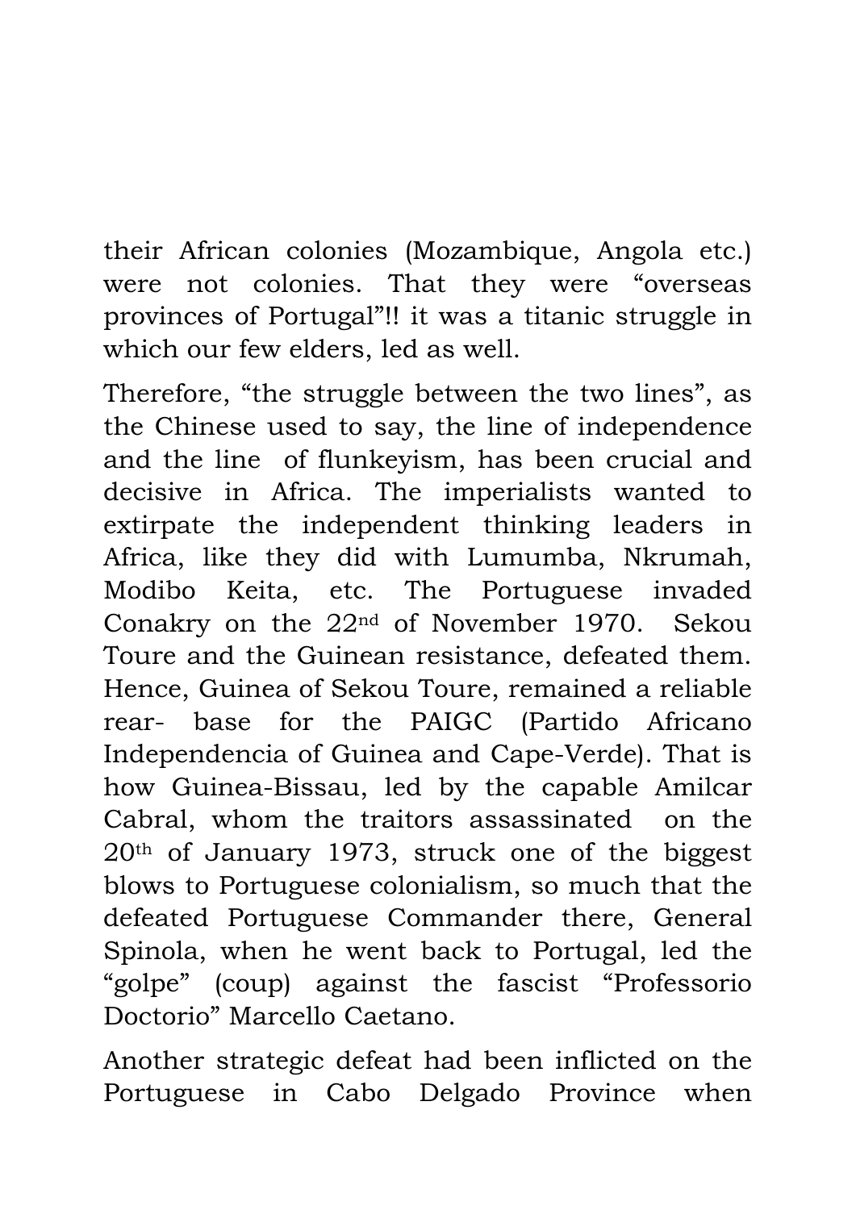their African colonies (Mozambique, Angola etc.) were not colonies. That they were "overseas provinces of Portugal"!! it was a titanic struggle in which our few elders, led as well.

Therefore, "the struggle between the two lines", as the Chinese used to say, the line of independence and the line of flunkeyism, has been crucial and decisive in Africa. The imperialists wanted to extirpate the independent thinking leaders in Africa, like they did with Lumumba, Nkrumah, Modibo Keita, etc. The Portuguese invaded Conakry on the 22nd of November 1970. Sekou Toure and the Guinean resistance, defeated them. Hence, Guinea of Sekou Toure, remained a reliable rear- base for the PAIGC (Partido Africano Independencia of Guinea and Cape-Verde). That is how Guinea-Bissau, led by the capable Amilcar Cabral, whom the traitors assassinated on the 20th of January 1973, struck one of the biggest blows to Portuguese colonialism, so much that the defeated Portuguese Commander there, General Spinola, when he went back to Portugal, led the "golpe" (coup) against the fascist "Professorio Doctorio" Marcello Caetano.

Another strategic defeat had been inflicted on the Portuguese in Cabo Delgado Province when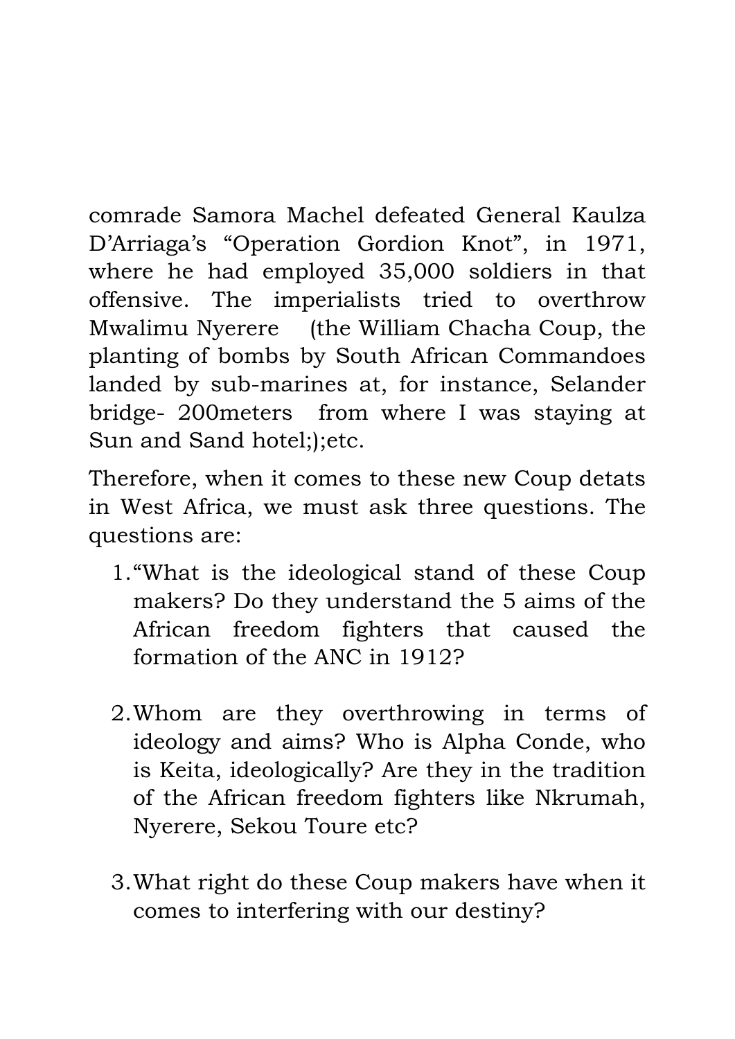comrade Samora Machel defeated General Kaulza D'Arriaga's "Operation Gordion Knot", in 1971, where he had employed 35,000 soldiers in that offensive. The imperialists tried to overthrow Mwalimu Nyerere (the William Chacha Coup, the planting of bombs by South African Commandoes landed by sub-marines at, for instance, Selander bridge- 200meters from where I was staying at Sun and Sand hotel;);etc.

Therefore, when it comes to these new Coup detats in West Africa, we must ask three questions. The questions are:

1. "What is the ideological stand of these Coup makers? Do they understand the 5 aims of the African freedom fighters that caused the formation of the ANC in 1912?

2. Whom are they overthrowing in terms of ideology and aims? Who is Alpha Conde, who is Keita, ideologically? Are they in the tradition of the African freedom fighters like Nkrumah, Nyerere, Sekou Toure etc?

3. What right do these Coup makers have when it comes to interfering with our destiny?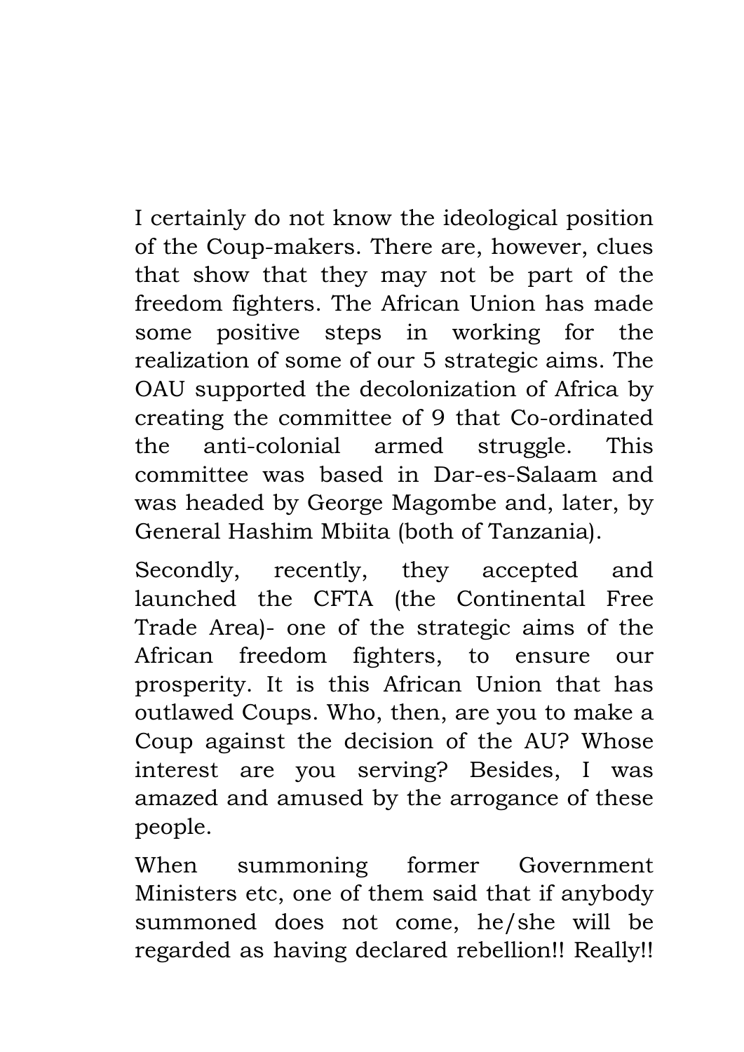I certainly do not know the ideological position of the Coup-makers. There are, however, clues that show that they may not be part of the freedom fighters. The African Union has made some positive steps in working for the realization of some of our 5 strategic aims. The OAU supported the decolonization of Africa by creating the committee of 9 that Co-ordinated the anti-colonial armed struggle. This committee was based in Dar-es-Salaam and was headed by George Magombe and, later, by General Hashim Mbiita (both of Tanzania).

Secondly, recently, they accepted and launched the CFTA (the Continental Free Trade Area)- one of the strategic aims of the African freedom fighters, to ensure our prosperity. It is this African Union that has outlawed Coups. Who, then, are you to make a Coup against the decision of the AU? Whose interest are you serving? Besides, I was amazed and amused by the arrogance of these people.

When summoning former Government Ministers etc, one of them said that if anybody summoned does not come, he/she will be regarded as having declared rebellion!! Really!!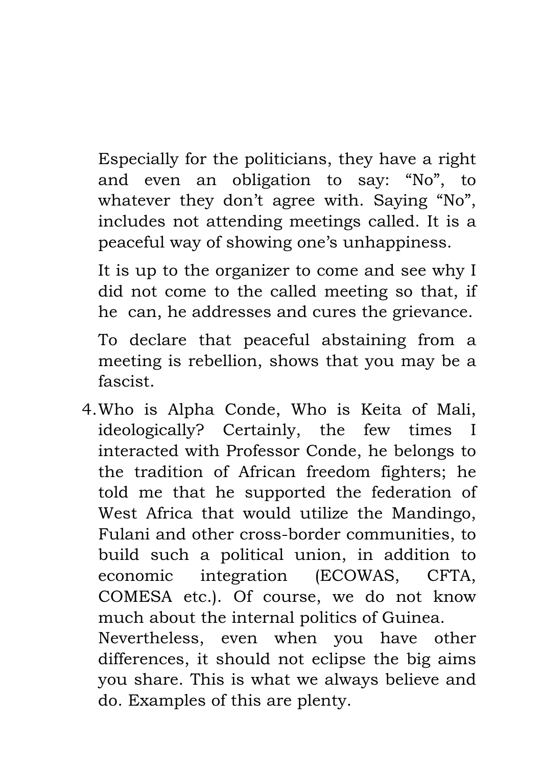Especially for the politicians, they have a right and even an obligation to say: "No", to whatever they don't agree with. Saying "No", includes not attending meetings called. It is a peaceful way of showing one's unhappiness.

It is up to the organizer to come and see why I did not come to the called meeting so that, if he can, he addresses and cures the grievance.

To declare that peaceful abstaining from a meeting is rebellion, shows that you may be a fascist.

4. Who is Alpha Conde, Who is Keita of Mali, ideologically? Certainly, the few times I interacted with Professor Conde, he belongs to the tradition of African freedom fighters; he told me that he supported the federation of West Africa that would utilize the Mandingo, Fulani and other cross-border communities, to build such a political union, in addition to economic integration (ECOWAS, CFTA, COMESA etc.). Of course, we do not know much about the internal politics of Guinea.

   Nevertheless, even when you have other differences, it should not eclipse the big aims you share. This is what we always believe and do. Examples of this are plenty.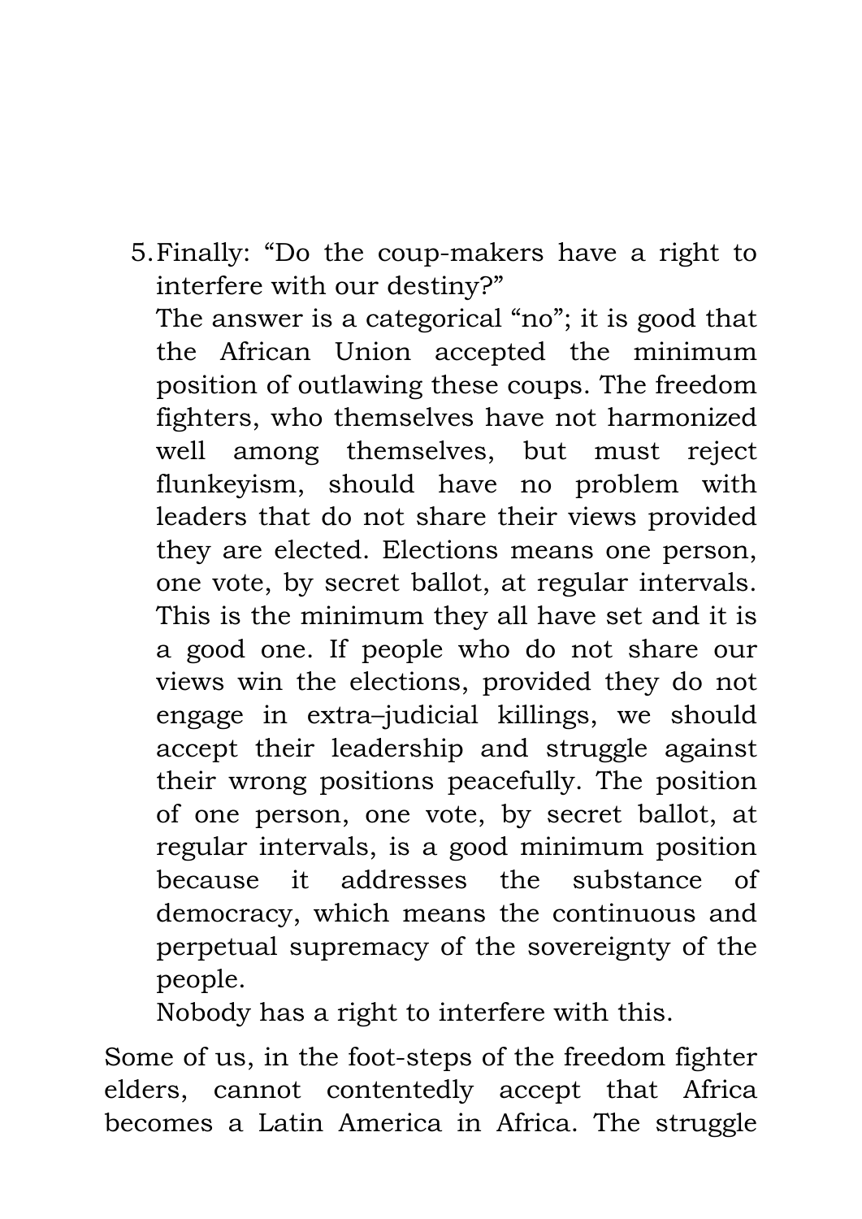5. Finally: “Do the coup-makers have a right to interfere with our destiny?”

   The answer is a categorical “no”; it is good that the African Union accepted the minimum position of outlawing these coups. The freedom fighters, who themselves have not harmonized well among themselves, but must reject flunkeyism, should have no problem with leaders that do not share their views provided they are elected. Elections means one person, one vote, by secret ballot, at regular intervals. This is the minimum they all have set and it is a good one. If people who do not share our views win the elections, provided they do not engage in extra–judicial killings, we should accept their leadership and struggle against their wrong positions peacefully. The position of one person, one vote, by secret ballot, at regular intervals, is a good minimum position because it addresses the substance of democracy, which means the continuous and perpetual supremacy of the sovereignty of the people.

   Nobody has a right to interfere with this.

Some of us, in the foot-steps of the freedom fighter elders, cannot contentedly accept that Africa becomes a Latin America in Africa. The struggle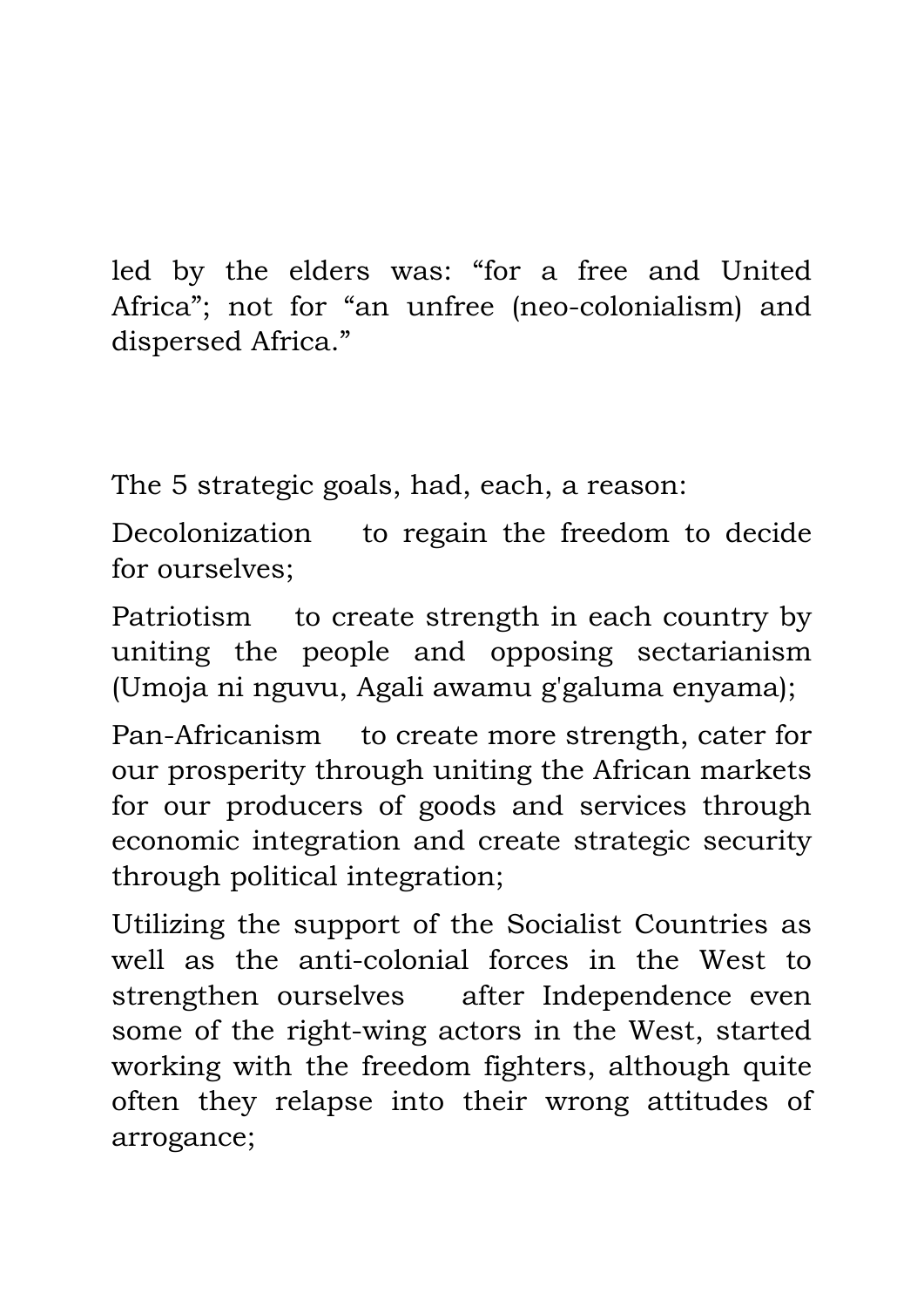led by the elders was: "for a free and United Africa"; not for "an unfree (neo-colonialism) and dispersed Africa."

The 5 strategic goals, had, each, a reason:

Decolonization to regain the freedom to decide for ourselves;

Patriotism to create strength in each country by uniting the people and opposing sectarianism (Umoja ni nguvu, Agali awamu g'galuma enyama);

Pan-Africanism to create more strength, cater for our prosperity through uniting the African markets for our producers of goods and services through economic integration and create strategic security through political integration;

Utilizing the support of the Socialist Countries as well as the anti-colonial forces in the West to strengthen ourselves after Independence even some of the right-wing actors in the West, started working with the freedom fighters, although quite often they relapse into their wrong attitudes of arrogance;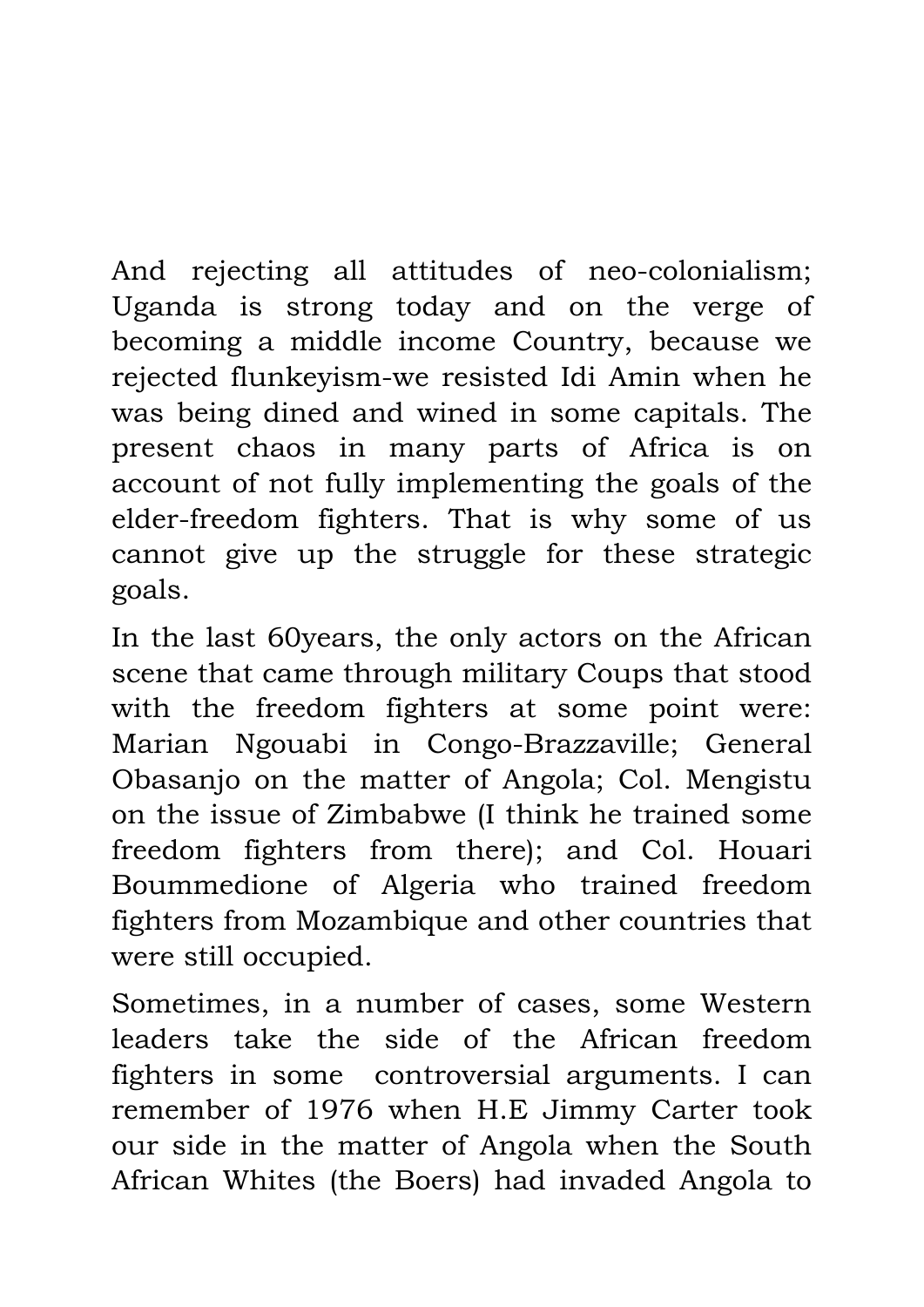And rejecting all attitudes of neo-colonialism; Uganda is strong today and on the verge of becoming a middle income Country, because we rejected flunkeyism-we resisted Idi Amin when he was being dined and wined in some capitals. The present chaos in many parts of Africa is on account of not fully implementing the goals of the elder-freedom fighters. That is why some of us cannot give up the struggle for these strategic goals.

In the last 60years, the only actors on the African scene that came through military Coups that stood with the freedom fighters at some point were: Marian Ngouabi in Congo-Brazzaville; General Obasanjo on the matter of Angola; Col. Mengistu on the issue of Zimbabwe (I think he trained some freedom fighters from there); and Col. Houari Boummedione of Algeria who trained freedom fighters from Mozambique and other countries that were still occupied.

Sometimes, in a number of cases, some Western leaders take the side of the African freedom fighters in some controversial arguments. I can remember of 1976 when H.E Jimmy Carter took our side in the matter of Angola when the South African Whites (the Boers) had invaded Angola to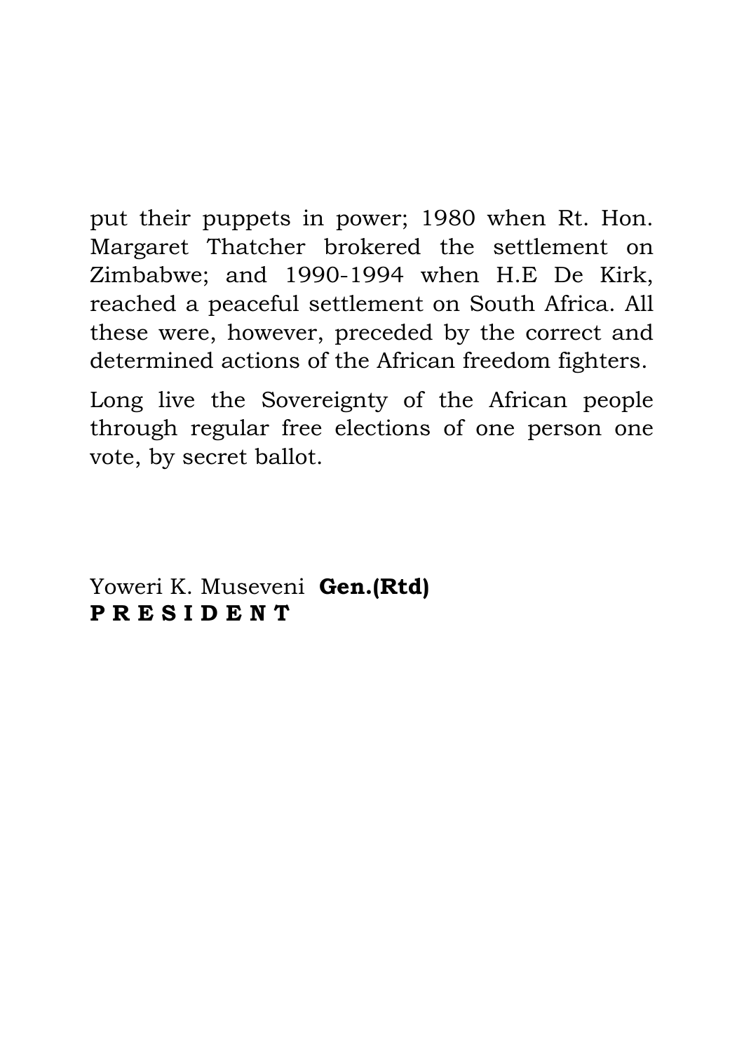put their puppets in power; 1980 when Rt. Hon. Margaret Thatcher brokered the settlement on Zimbabwe; and 1990-1994 when H.E De Kirk, reached a peaceful settlement on South Africa. All these were, however, preceded by the correct and determined actions of the African freedom fighters.

Long live the Sovereignty of the African people through regular free elections of one person one vote, by secret ballot.

Yoweri K. Museveni **Gen.(Rtd)**
**P R E S I D E N T**